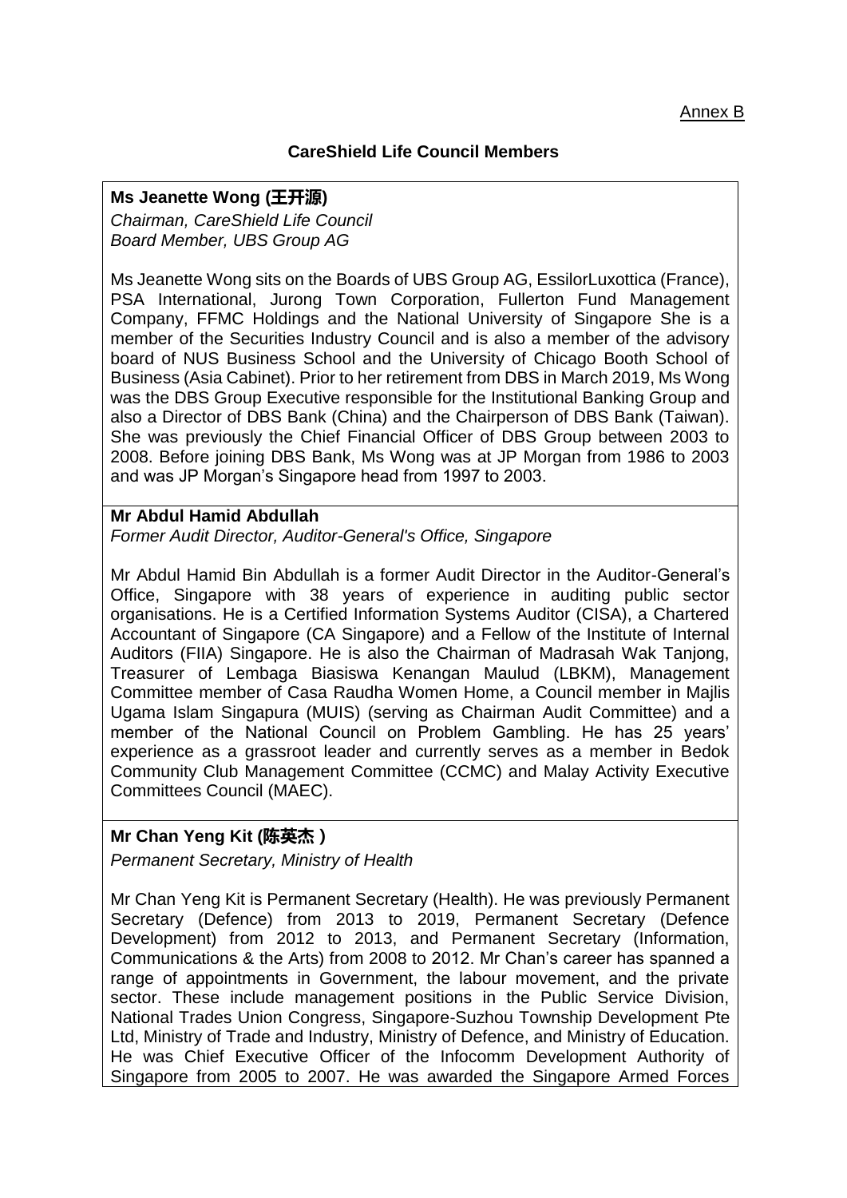Annex B

## CareShield Life Council Members

**Ms Jeanette Wong (王开源)**
*Chairman, CareShield Life Council*
*Board Member, UBS Group AG*

Ms Jeanette Wong sits on the Boards of UBS Group AG, EssilorLuxottica (France), PSA International, Jurong Town Corporation, Fullerton Fund Management Company, FFMC Holdings and the National University of Singapore She is a member of the Securities Industry Council and is also a member of the advisory board of NUS Business School and the University of Chicago Booth School of Business (Asia Cabinet). Prior to her retirement from DBS in March 2019, Ms Wong was the DBS Group Executive responsible for the Institutional Banking Group and also a Director of DBS Bank (China) and the Chairperson of DBS Bank (Taiwan). She was previously the Chief Financial Officer of DBS Group between 2003 to 2008. Before joining DBS Bank, Ms Wong was at JP Morgan from 1986 to 2003 and was JP Morgan's Singapore head from 1997 to 2003.

**Mr Abdul Hamid Abdullah**
*Former Audit Director, Auditor-General's Office, Singapore*

Mr Abdul Hamid Bin Abdullah is a former Audit Director in the Auditor-General's Office, Singapore with 38 years of experience in auditing public sector organisations. He is a Certified Information Systems Auditor (CISA), a Chartered Accountant of Singapore (CA Singapore) and a Fellow of the Institute of Internal Auditors (FIIA) Singapore. He is also the Chairman of Madrasah Wak Tanjong, Treasurer of Lembaga Biasiswa Kenangan Maulud (LBKM), Management Committee member of Casa Raudha Women Home, a Council member in Majlis Ugama Islam Singapura (MUIS) (serving as Chairman Audit Committee) and a member of the National Council on Problem Gambling. He has 25 years' experience as a grassroot leader and currently serves as a member in Bedok Community Club Management Committee (CCMC) and Malay Activity Executive Committees Council (MAEC).

**Mr Chan Yeng Kit (陈英杰 )**
*Permanent Secretary, Ministry of Health*

Mr Chan Yeng Kit is Permanent Secretary (Health). He was previously Permanent Secretary (Defence) from 2013 to 2019, Permanent Secretary (Defence Development) from 2012 to 2013, and Permanent Secretary (Information, Communications & the Arts) from 2008 to 2012. Mr Chan's career has spanned a range of appointments in Government, the labour movement, and the private sector. These include management positions in the Public Service Division, National Trades Union Congress, Singapore-Suzhou Township Development Pte Ltd, Ministry of Trade and Industry, Ministry of Defence, and Ministry of Education. He was Chief Executive Officer of the Infocomm Development Authority of Singapore from 2005 to 2007. He was awarded the Singapore Armed Forces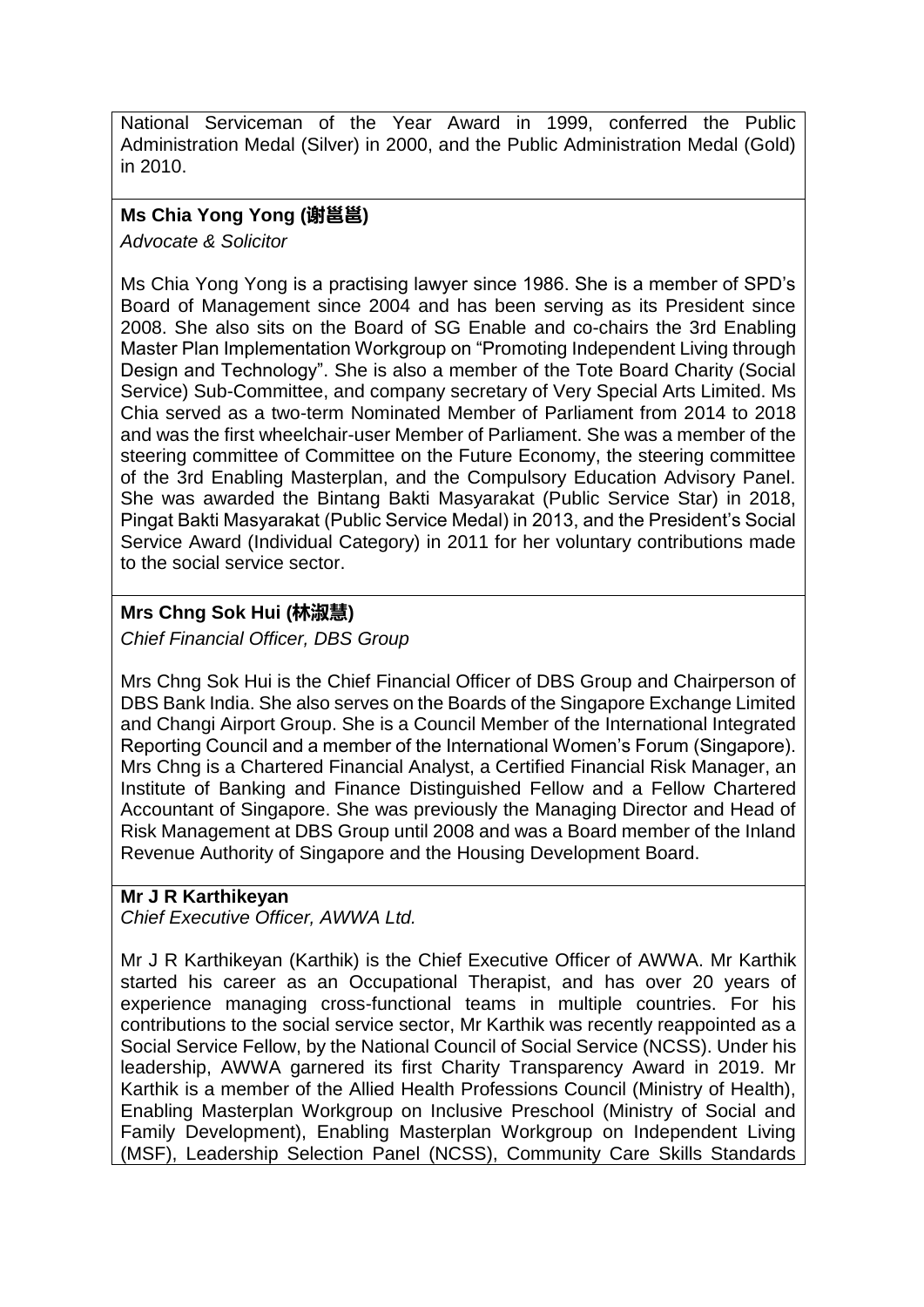National Serviceman of the Year Award in 1999, conferred the Public Administration Medal (Silver) in 2000, and the Public Administration Medal (Gold) in 2010.

**Ms Chia Yong Yong (谢邕邕)**

*Advocate & Solicitor*

Ms Chia Yong Yong is a practising lawyer since 1986. She is a member of SPD's Board of Management since 2004 and has been serving as its President since 2008. She also sits on the Board of SG Enable and co-chairs the 3rd Enabling Master Plan Implementation Workgroup on "Promoting Independent Living through Design and Technology". She is also a member of the Tote Board Charity (Social Service) Sub-Committee, and company secretary of Very Special Arts Limited. Ms Chia served as a two-term Nominated Member of Parliament from 2014 to 2018 and was the first wheelchair-user Member of Parliament. She was a member of the steering committee of Committee on the Future Economy, the steering committee of the 3rd Enabling Masterplan, and the Compulsory Education Advisory Panel. She was awarded the Bintang Bakti Masyarakat (Public Service Star) in 2018, Pingat Bakti Masyarakat (Public Service Medal) in 2013, and the President's Social Service Award (Individual Category) in 2011 for her voluntary contributions made to the social service sector.

**Mrs Chng Sok Hui (林淑慧)**

*Chief Financial Officer, DBS Group*

Mrs Chng Sok Hui is the Chief Financial Officer of DBS Group and Chairperson of DBS Bank India. She also serves on the Boards of the Singapore Exchange Limited and Changi Airport Group. She is a Council Member of the International Integrated Reporting Council and a member of the International Women's Forum (Singapore). Mrs Chng is a Chartered Financial Analyst, a Certified Financial Risk Manager, an Institute of Banking and Finance Distinguished Fellow and a Fellow Chartered Accountant of Singapore. She was previously the Managing Director and Head of Risk Management at DBS Group until 2008 and was a Board member of the Inland Revenue Authority of Singapore and the Housing Development Board.

**Mr J R Karthikeyan**

*Chief Executive Officer, AWWA Ltd.*

Mr J R Karthikeyan (Karthik) is the Chief Executive Officer of AWWA. Mr Karthik started his career as an Occupational Therapist, and has over 20 years of experience managing cross-functional teams in multiple countries. For his contributions to the social service sector, Mr Karthik was recently reappointed as a Social Service Fellow, by the National Council of Social Service (NCSS). Under his leadership, AWWA garnered its first Charity Transparency Award in 2019. Mr Karthik is a member of the Allied Health Professions Council (Ministry of Health), Enabling Masterplan Workgroup on Inclusive Preschool (Ministry of Social and Family Development), Enabling Masterplan Workgroup on Independent Living (MSF), Leadership Selection Panel (NCSS), Community Care Skills Standards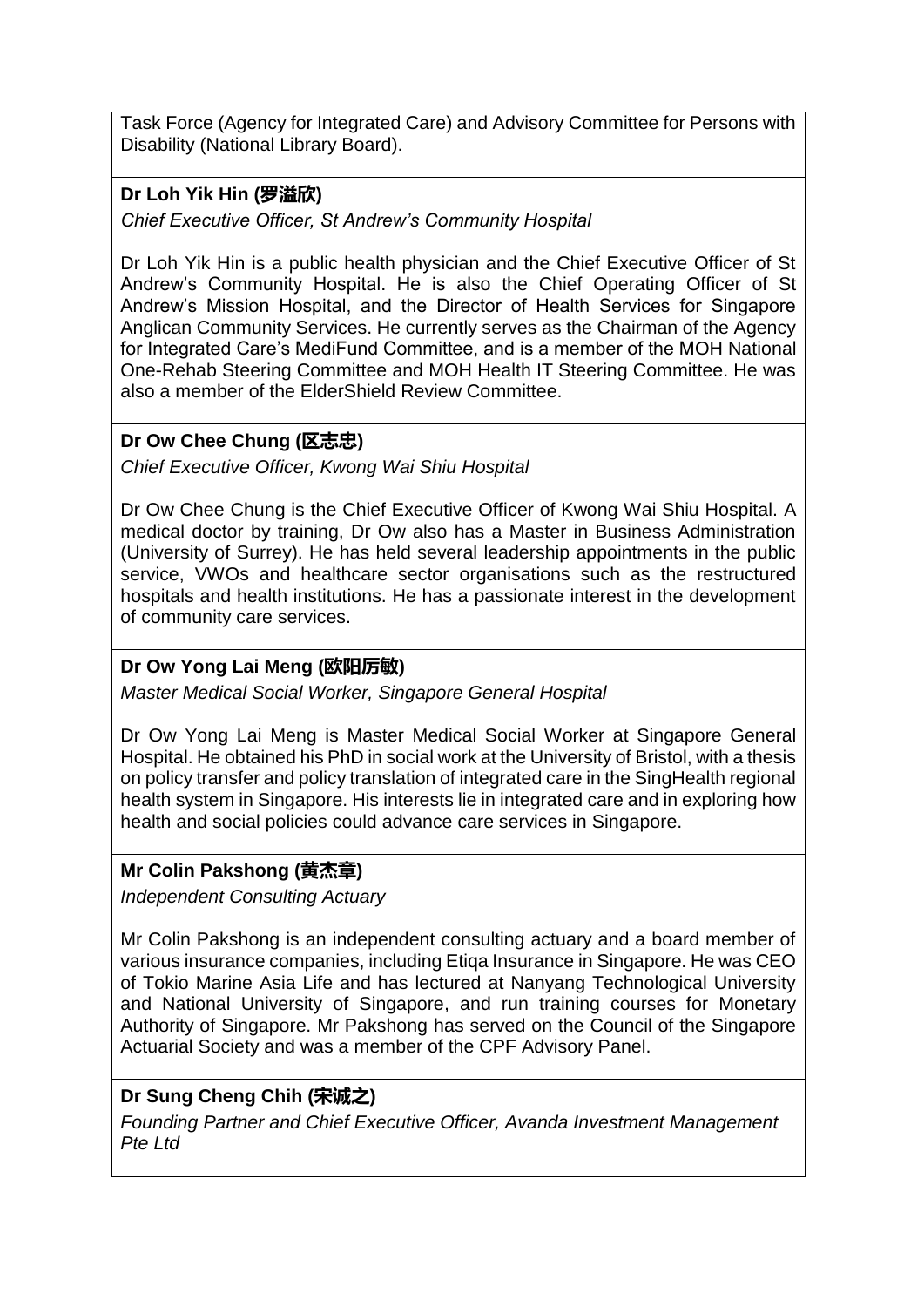Task Force (Agency for Integrated Care) and Advisory Committee for Persons with Disability (National Library Board).

**Dr Loh Yik Hin (罗溢欣)**

*Chief Executive Officer, St Andrew's Community Hospital*

Dr Loh Yik Hin is a public health physician and the Chief Executive Officer of St Andrew's Community Hospital. He is also the Chief Operating Officer of St Andrew's Mission Hospital, and the Director of Health Services for Singapore Anglican Community Services. He currently serves as the Chairman of the Agency for Integrated Care's MediFund Committee, and is a member of the MOH National One-Rehab Steering Committee and MOH Health IT Steering Committee. He was also a member of the ElderShield Review Committee.

**Dr Ow Chee Chung (区志忠)**

*Chief Executive Officer, Kwong Wai Shiu Hospital*

Dr Ow Chee Chung is the Chief Executive Officer of Kwong Wai Shiu Hospital. A medical doctor by training, Dr Ow also has a Master in Business Administration (University of Surrey). He has held several leadership appointments in the public service, VWOs and healthcare sector organisations such as the restructured hospitals and health institutions. He has a passionate interest in the development of community care services.

**Dr Ow Yong Lai Meng (欧阳历敏)**

*Master Medical Social Worker, Singapore General Hospital*

Dr Ow Yong Lai Meng is Master Medical Social Worker at Singapore General Hospital. He obtained his PhD in social work at the University of Bristol, with a thesis on policy transfer and policy translation of integrated care in the SingHealth regional health system in Singapore. His interests lie in integrated care and in exploring how health and social policies could advance care services in Singapore.

**Mr Colin Pakshong (黄杰章)**

*Independent Consulting Actuary*

Mr Colin Pakshong is an independent consulting actuary and a board member of various insurance companies, including Etiqa Insurance in Singapore. He was CEO of Tokio Marine Asia Life and has lectured at Nanyang Technological University and National University of Singapore, and run training courses for Monetary Authority of Singapore. Mr Pakshong has served on the Council of the Singapore Actuarial Society and was a member of the CPF Advisory Panel.

**Dr Sung Cheng Chih (宋诚之)**

*Founding Partner and Chief Executive Officer, Avanda Investment Management Pte Ltd*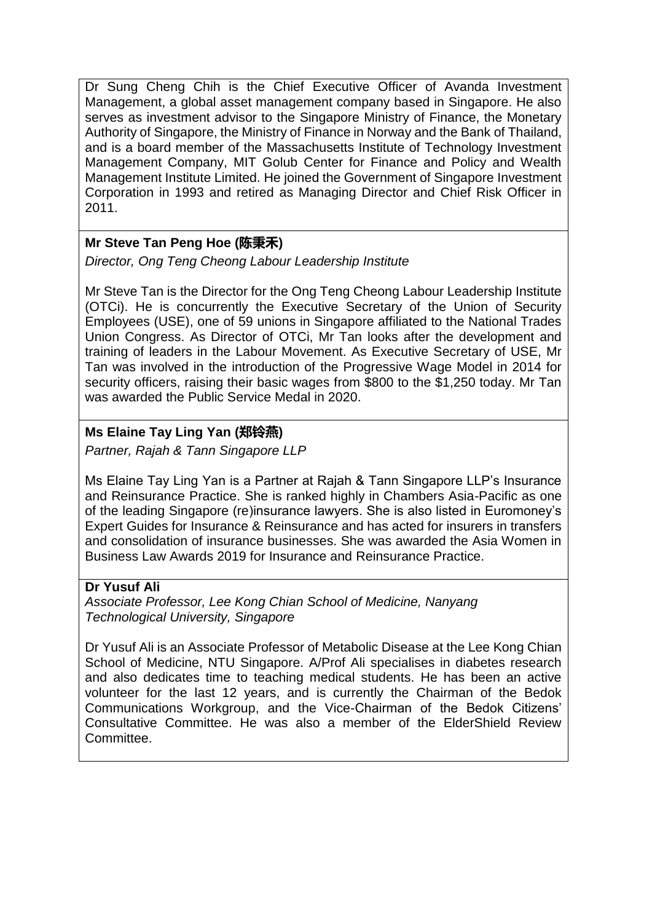Dr Sung Cheng Chih is the Chief Executive Officer of Avanda Investment Management, a global asset management company based in Singapore. He also serves as investment advisor to the Singapore Ministry of Finance, the Monetary Authority of Singapore, the Ministry of Finance in Norway and the Bank of Thailand, and is a board member of the Massachusetts Institute of Technology Investment Management Company, MIT Golub Center for Finance and Policy and Wealth Management Institute Limited. He joined the Government of Singapore Investment Corporation in 1993 and retired as Managing Director and Chief Risk Officer in 2011.

**Mr Steve Tan Peng Hoe (陈秉禾)**

*Director, Ong Teng Cheong Labour Leadership Institute*

Mr Steve Tan is the Director for the Ong Teng Cheong Labour Leadership Institute (OTCi). He is concurrently the Executive Secretary of the Union of Security Employees (USE), one of 59 unions in Singapore affiliated to the National Trades Union Congress. As Director of OTCi, Mr Tan looks after the development and training of leaders in the Labour Movement. As Executive Secretary of USE, Mr Tan was involved in the introduction of the Progressive Wage Model in 2014 for security officers, raising their basic wages from $800 to the $1,250 today. Mr Tan was awarded the Public Service Medal in 2020.

**Ms Elaine Tay Ling Yan (郑铃燕)**

*Partner, Rajah & Tann Singapore LLP*

Ms Elaine Tay Ling Yan is a Partner at Rajah & Tann Singapore LLP's Insurance and Reinsurance Practice. She is ranked highly in Chambers Asia-Pacific as one of the leading Singapore (re)insurance lawyers. She is also listed in Euromoney's Expert Guides for Insurance & Reinsurance and has acted for insurers in transfers and consolidation of insurance businesses. She was awarded the Asia Women in Business Law Awards 2019 for Insurance and Reinsurance Practice.

**Dr Yusuf Ali**

*Associate Professor, Lee Kong Chian School of Medicine, Nanyang Technological University, Singapore*

Dr Yusuf Ali is an Associate Professor of Metabolic Disease at the Lee Kong Chian School of Medicine, NTU Singapore. A/Prof Ali specialises in diabetes research and also dedicates time to teaching medical students. He has been an active volunteer for the last 12 years, and is currently the Chairman of the Bedok Communications Workgroup, and the Vice-Chairman of the Bedok Citizens' Consultative Committee. He was also a member of the ElderShield Review Committee.